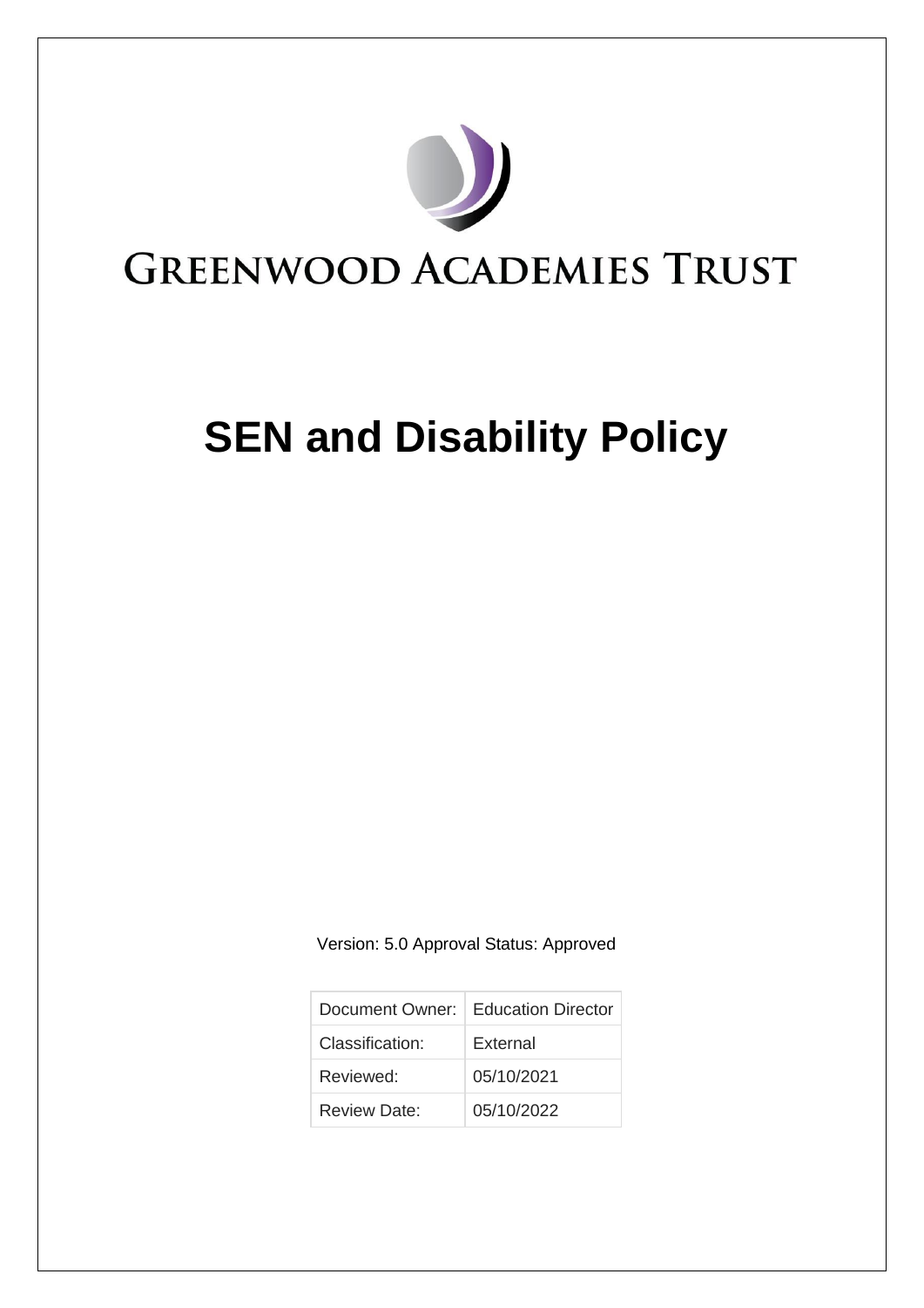GREENWOOD ACADEMIES TRUST

# SEN and Disability Policy

Version: 5.0 Approval Status: Approved

| Document Owner: | Education Director |
| --- | --- |
| Classification: | External |
| Reviewed: | 05/10/2021 |
| Review Date: | 05/10/2022 |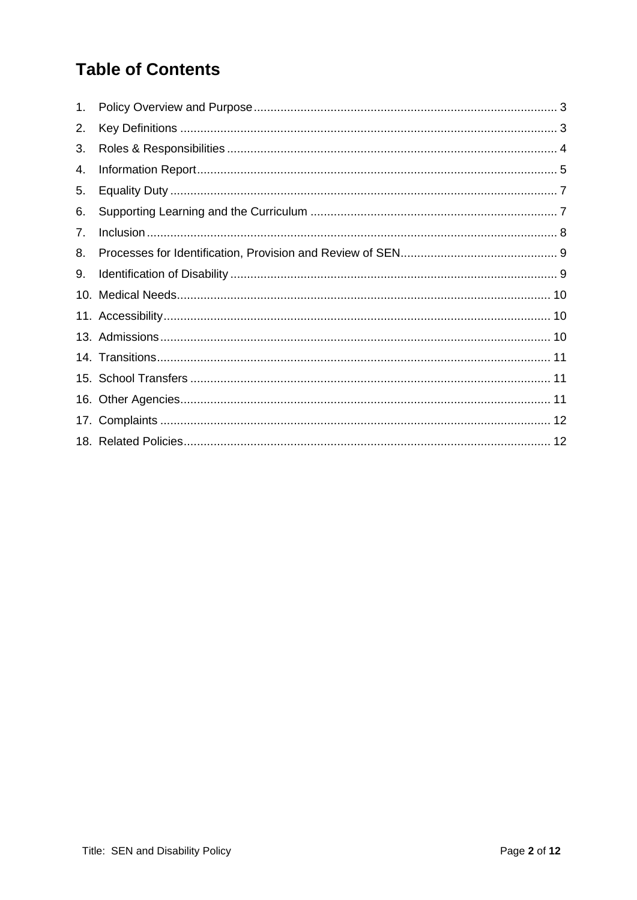# Table of Contents

1. Policy Overview and Purpose .......... 3
2. Key Definitions .......... 3
3. Roles & Responsibilities .......... 4
4. Information Report .......... 5
5. Equality Duty .......... 7
6. Supporting Learning and the Curriculum .......... 7
7. Inclusion .......... 8
8. Processes for Identification, Provision and Review of SEN .......... 9
9. Identification of Disability .......... 9
10. Medical Needs .......... 10
11. Accessibility .......... 10
13. Admissions .......... 10
14. Transitions .......... 11
15. School Transfers .......... 11
16. Other Agencies .......... 11
17. Complaints .......... 12
18. Related Policies .......... 12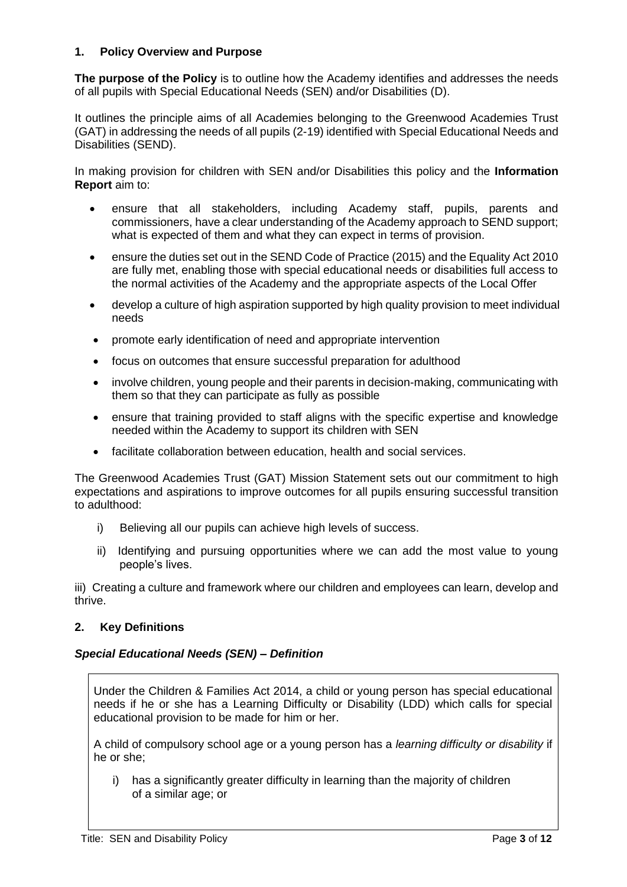## 1. Policy Overview and Purpose

**The purpose of the Policy** is to outline how the Academy identifies and addresses the needs of all pupils with Special Educational Needs (SEN) and/or Disabilities (D).

It outlines the principle aims of all Academies belonging to the Greenwood Academies Trust (GAT) in addressing the needs of all pupils (2-19) identified with Special Educational Needs and Disabilities (SEND).

In making provision for children with SEN and/or Disabilities this policy and the **Information Report** aim to:

- ensure that all stakeholders, including Academy staff, pupils, parents and commissioners, have a clear understanding of the Academy approach to SEND support; what is expected of them and what they can expect in terms of provision.
- ensure the duties set out in the SEND Code of Practice (2015) and the Equality Act 2010 are fully met, enabling those with special educational needs or disabilities full access to the normal activities of the Academy and the appropriate aspects of the Local Offer
- develop a culture of high aspiration supported by high quality provision to meet individual needs
- promote early identification of need and appropriate intervention
- focus on outcomes that ensure successful preparation for adulthood
- involve children, young people and their parents in decision-making, communicating with them so that they can participate as fully as possible
- ensure that training provided to staff aligns with the specific expertise and knowledge needed within the Academy to support its children with SEN
- facilitate collaboration between education, health and social services.

The Greenwood Academies Trust (GAT) Mission Statement sets out our commitment to high expectations and aspirations to improve outcomes for all pupils ensuring successful transition to adulthood:

i) Believing all our pupils can achieve high levels of success.

ii) Identifying and pursuing opportunities where we can add the most value to young people's lives.

iii) Creating a culture and framework where our children and employees can learn, develop and thrive.

## 2. Key Definitions

### *Special Educational Needs (SEN) – Definition*

Under the Children & Families Act 2014, a child or young person has special educational needs if he or she has a Learning Difficulty or Disability (LDD) which calls for special educational provision to be made for him or her.

A child of compulsory school age or a young person has a *learning difficulty or disability* if he or she;

i) has a significantly greater difficulty in learning than the majority of children of a similar age; or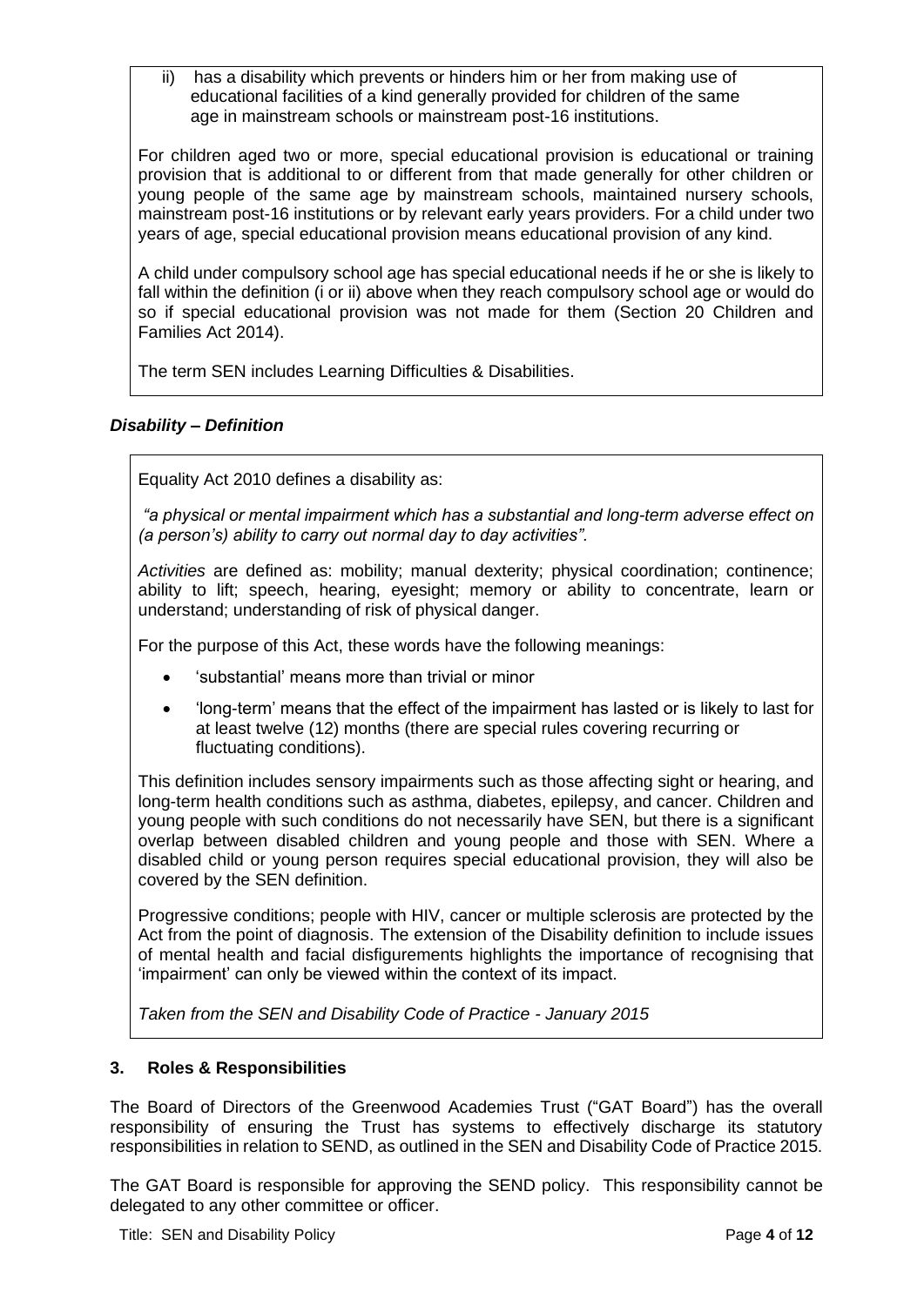ii) has a disability which prevents or hinders him or her from making use of educational facilities of a kind generally provided for children of the same age in mainstream schools or mainstream post-16 institutions.

For children aged two or more, special educational provision is educational or training provision that is additional to or different from that made generally for other children or young people of the same age by mainstream schools, maintained nursery schools, mainstream post-16 institutions or by relevant early years providers. For a child under two years of age, special educational provision means educational provision of any kind.

A child under compulsory school age has special educational needs if he or she is likely to fall within the definition (i or ii) above when they reach compulsory school age or would do so if special educational provision was not made for them (Section 20 Children and Families Act 2014).

The term SEN includes Learning Difficulties & Disabilities.

### *Disability – Definition*

Equality Act 2010 defines a disability as:

*"a physical or mental impairment which has a substantial and long-term adverse effect on (a person's) ability to carry out normal day to day activities".*

*Activities* are defined as: mobility; manual dexterity; physical coordination; continence; ability to lift; speech, hearing, eyesight; memory or ability to concentrate, learn or understand; understanding of risk of physical danger.

For the purpose of this Act, these words have the following meanings:

- 'substantial' means more than trivial or minor
- 'long-term' means that the effect of the impairment has lasted or is likely to last for at least twelve (12) months (there are special rules covering recurring or fluctuating conditions).

This definition includes sensory impairments such as those affecting sight or hearing, and long-term health conditions such as asthma, diabetes, epilepsy, and cancer. Children and young people with such conditions do not necessarily have SEN, but there is a significant overlap between disabled children and young people and those with SEN. Where a disabled child or young person requires special educational provision, they will also be covered by the SEN definition.

Progressive conditions; people with HIV, cancer or multiple sclerosis are protected by the Act from the point of diagnosis. The extension of the Disability definition to include issues of mental health and facial disfigurements highlights the importance of recognising that 'impairment' can only be viewed within the context of its impact.

*Taken from the SEN and Disability Code of Practice - January 2015*

## 3. Roles & Responsibilities

The Board of Directors of the Greenwood Academies Trust ("GAT Board") has the overall responsibility of ensuring the Trust has systems to effectively discharge its statutory responsibilities in relation to SEND, as outlined in the SEN and Disability Code of Practice 2015.

The GAT Board is responsible for approving the SEND policy. This responsibility cannot be delegated to any other committee or officer.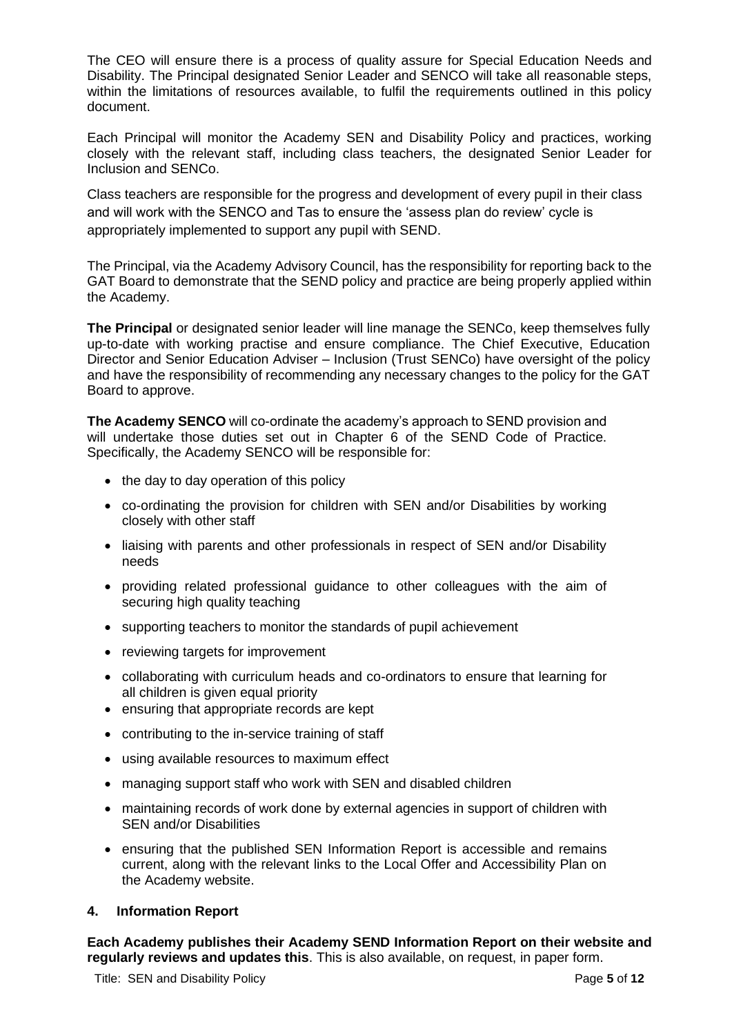The CEO will ensure there is a process of quality assure for Special Education Needs and Disability. The Principal designated Senior Leader and SENCO will take all reasonable steps, within the limitations of resources available, to fulfil the requirements outlined in this policy document.

Each Principal will monitor the Academy SEN and Disability Policy and practices, working closely with the relevant staff, including class teachers, the designated Senior Leader for Inclusion and SENCo.

Class teachers are responsible for the progress and development of every pupil in their class and will work with the SENCO and Tas to ensure the 'assess plan do review' cycle is appropriately implemented to support any pupil with SEND.

The Principal, via the Academy Advisory Council, has the responsibility for reporting back to the GAT Board to demonstrate that the SEND policy and practice are being properly applied within the Academy.

**The Principal** or designated senior leader will line manage the SENCo, keep themselves fully up-to-date with working practise and ensure compliance. The Chief Executive, Education Director and Senior Education Adviser – Inclusion (Trust SENCo) have oversight of the policy and have the responsibility of recommending any necessary changes to the policy for the GAT Board to approve.

**The Academy SENCO** will co-ordinate the academy's approach to SEND provision and will undertake those duties set out in Chapter 6 of the SEND Code of Practice. Specifically, the Academy SENCO will be responsible for:

- the day to day operation of this policy
- co-ordinating the provision for children with SEN and/or Disabilities by working closely with other staff
- liaising with parents and other professionals in respect of SEN and/or Disability needs
- providing related professional guidance to other colleagues with the aim of securing high quality teaching
- supporting teachers to monitor the standards of pupil achievement
- reviewing targets for improvement
- collaborating with curriculum heads and co-ordinators to ensure that learning for all children is given equal priority
- ensuring that appropriate records are kept
- contributing to the in-service training of staff
- using available resources to maximum effect
- managing support staff who work with SEN and disabled children
- maintaining records of work done by external agencies in support of children with SEN and/or Disabilities
- ensuring that the published SEN Information Report is accessible and remains current, along with the relevant links to the Local Offer and Accessibility Plan on the Academy website.

## 4. Information Report

**Each Academy publishes their Academy SEND Information Report on their website and regularly reviews and updates this**. This is also available, on request, in paper form.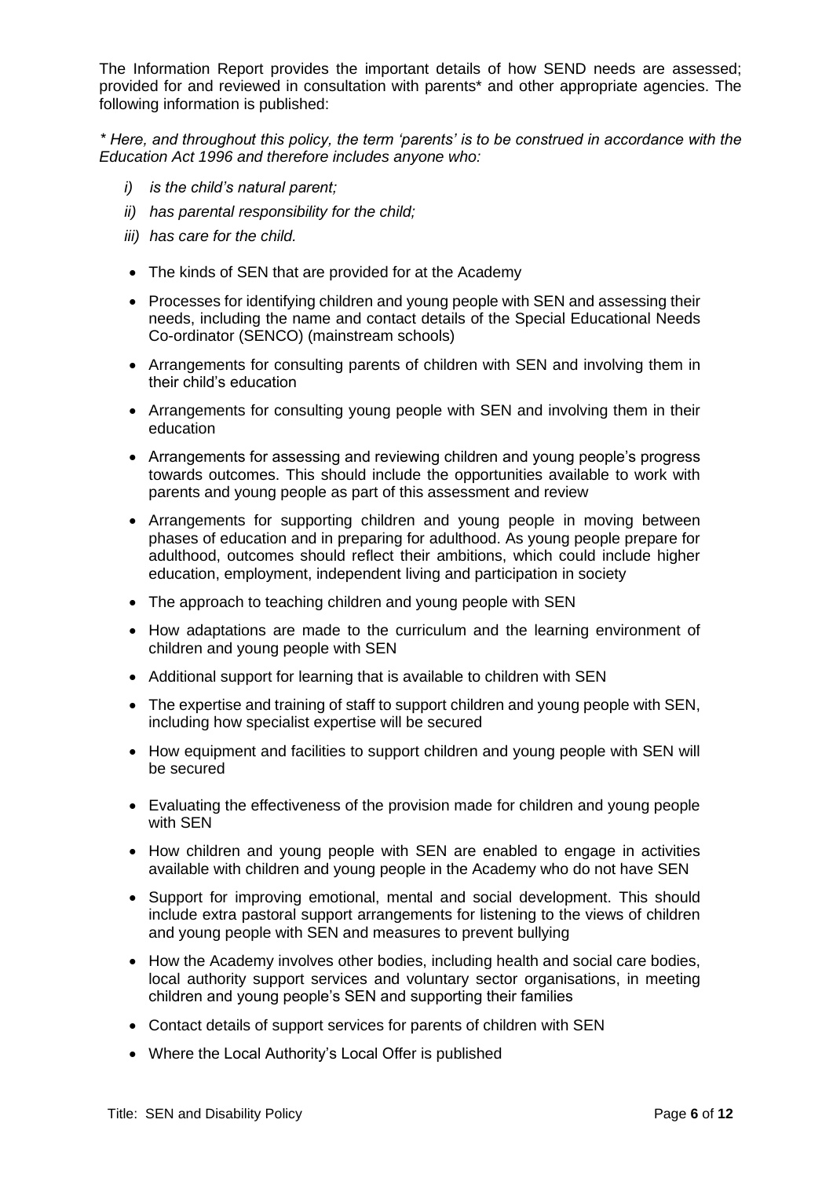The Information Report provides the important details of how SEND needs are assessed; provided for and reviewed in consultation with parents* and other appropriate agencies. The following information is published:

*\* Here, and throughout this policy, the term 'parents' is to be construed in accordance with the Education Act 1996 and therefore includes anyone who:*

- *i) is the child's natural parent;*
- *ii) has parental responsibility for the child;*
- *iii) has care for the child.*

- The kinds of SEN that are provided for at the Academy
- Processes for identifying children and young people with SEN and assessing their needs, including the name and contact details of the Special Educational Needs Co-ordinator (SENCO) (mainstream schools)
- Arrangements for consulting parents of children with SEN and involving them in their child's education
- Arrangements for consulting young people with SEN and involving them in their education
- Arrangements for assessing and reviewing children and young people's progress towards outcomes. This should include the opportunities available to work with parents and young people as part of this assessment and review
- Arrangements for supporting children and young people in moving between phases of education and in preparing for adulthood. As young people prepare for adulthood, outcomes should reflect their ambitions, which could include higher education, employment, independent living and participation in society
- The approach to teaching children and young people with SEN
- How adaptations are made to the curriculum and the learning environment of children and young people with SEN
- Additional support for learning that is available to children with SEN
- The expertise and training of staff to support children and young people with SEN, including how specialist expertise will be secured
- How equipment and facilities to support children and young people with SEN will be secured
- Evaluating the effectiveness of the provision made for children and young people with SEN
- How children and young people with SEN are enabled to engage in activities available with children and young people in the Academy who do not have SEN
- Support for improving emotional, mental and social development. This should include extra pastoral support arrangements for listening to the views of children and young people with SEN and measures to prevent bullying
- How the Academy involves other bodies, including health and social care bodies, local authority support services and voluntary sector organisations, in meeting children and young people's SEN and supporting their families
- Contact details of support services for parents of children with SEN
- Where the Local Authority's Local Offer is published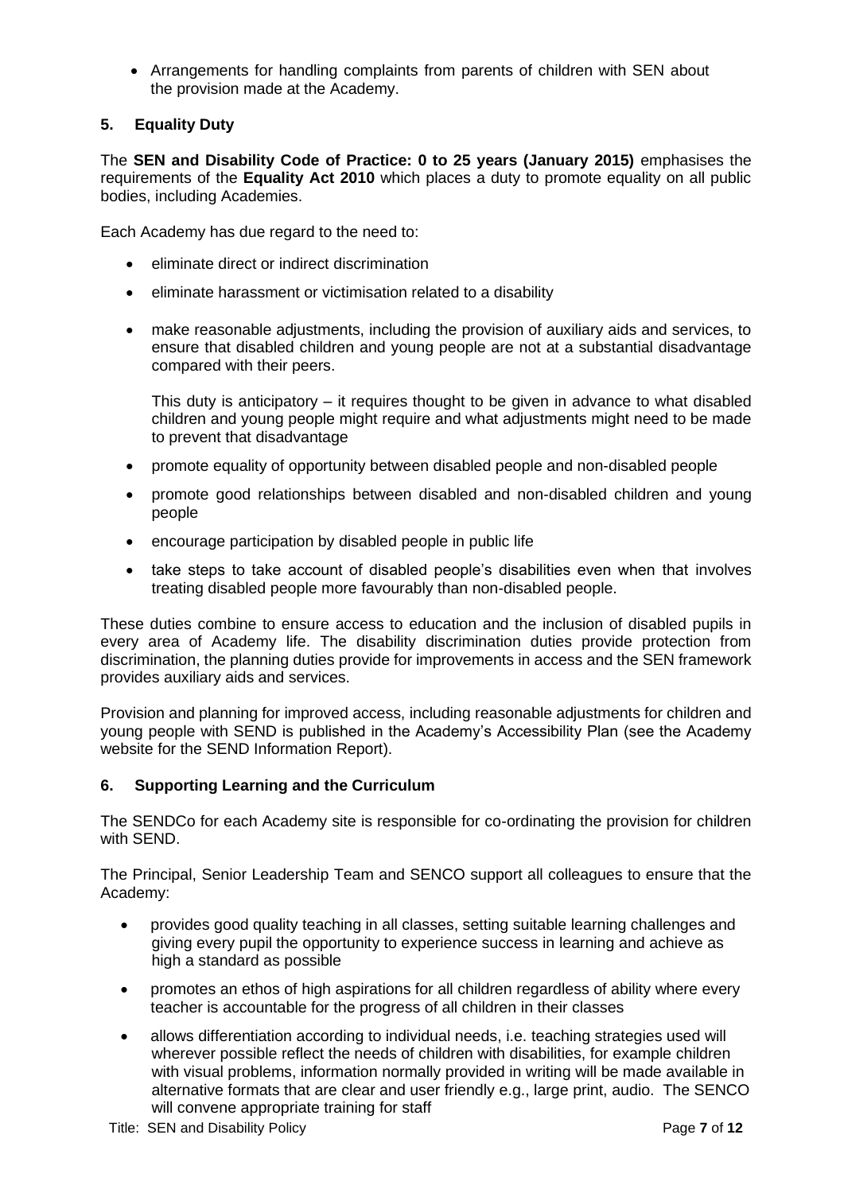- Arrangements for handling complaints from parents of children with SEN about the provision made at the Academy.

## 5. Equality Duty

The **SEN and Disability Code of Practice: 0 to 25 years (January 2015)** emphasises the requirements of the **Equality Act 2010** which places a duty to promote equality on all public bodies, including Academies.

Each Academy has due regard to the need to:

- eliminate direct or indirect discrimination
- eliminate harassment or victimisation related to a disability
- make reasonable adjustments, including the provision of auxiliary aids and services, to ensure that disabled children and young people are not at a substantial disadvantage compared with their peers.

  This duty is anticipatory – it requires thought to be given in advance to what disabled children and young people might require and what adjustments might need to be made to prevent that disadvantage
- promote equality of opportunity between disabled people and non-disabled people
- promote good relationships between disabled and non-disabled children and young people
- encourage participation by disabled people in public life
- take steps to take account of disabled people's disabilities even when that involves treating disabled people more favourably than non-disabled people.

These duties combine to ensure access to education and the inclusion of disabled pupils in every area of Academy life. The disability discrimination duties provide protection from discrimination, the planning duties provide for improvements in access and the SEN framework provides auxiliary aids and services.

Provision and planning for improved access, including reasonable adjustments for children and young people with SEND is published in the Academy's Accessibility Plan (see the Academy website for the SEND Information Report).

## 6. Supporting Learning and the Curriculum

The SENDCo for each Academy site is responsible for co-ordinating the provision for children with SEND.

The Principal, Senior Leadership Team and SENCO support all colleagues to ensure that the Academy:

- provides good quality teaching in all classes, setting suitable learning challenges and giving every pupil the opportunity to experience success in learning and achieve as high a standard as possible
- promotes an ethos of high aspirations for all children regardless of ability where every teacher is accountable for the progress of all children in their classes
- allows differentiation according to individual needs, i.e. teaching strategies used will wherever possible reflect the needs of children with disabilities, for example children with visual problems, information normally provided in writing will be made available in alternative formats that are clear and user friendly e.g., large print, audio. The SENCO will convene appropriate training for staff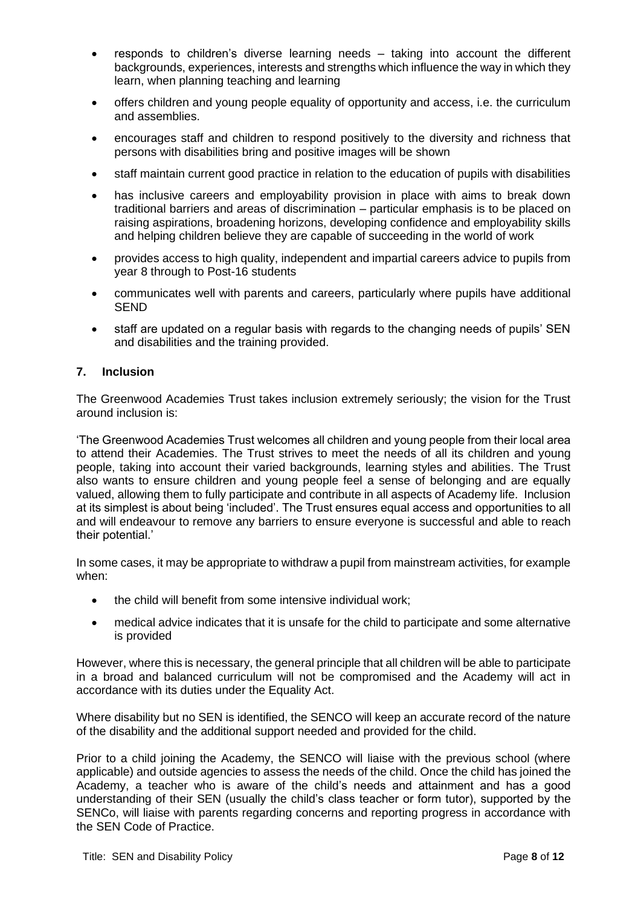- responds to children's diverse learning needs – taking into account the different backgrounds, experiences, interests and strengths which influence the way in which they learn, when planning teaching and learning
- offers children and young people equality of opportunity and access, i.e. the curriculum and assemblies.
- encourages staff and children to respond positively to the diversity and richness that persons with disabilities bring and positive images will be shown
- staff maintain current good practice in relation to the education of pupils with disabilities
- has inclusive careers and employability provision in place with aims to break down traditional barriers and areas of discrimination – particular emphasis is to be placed on raising aspirations, broadening horizons, developing confidence and employability skills and helping children believe they are capable of succeeding in the world of work
- provides access to high quality, independent and impartial careers advice to pupils from year 8 through to Post-16 students
- communicates well with parents and careers, particularly where pupils have additional SEND
- staff are updated on a regular basis with regards to the changing needs of pupils' SEN and disabilities and the training provided.

## 7. Inclusion

The Greenwood Academies Trust takes inclusion extremely seriously; the vision for the Trust around inclusion is:

'The Greenwood Academies Trust welcomes all children and young people from their local area to attend their Academies. The Trust strives to meet the needs of all its children and young people, taking into account their varied backgrounds, learning styles and abilities. The Trust also wants to ensure children and young people feel a sense of belonging and are equally valued, allowing them to fully participate and contribute in all aspects of Academy life. Inclusion at its simplest is about being 'included'. The Trust ensures equal access and opportunities to all and will endeavour to remove any barriers to ensure everyone is successful and able to reach their potential.'

In some cases, it may be appropriate to withdraw a pupil from mainstream activities, for example when:

- the child will benefit from some intensive individual work;
- medical advice indicates that it is unsafe for the child to participate and some alternative is provided

However, where this is necessary, the general principle that all children will be able to participate in a broad and balanced curriculum will not be compromised and the Academy will act in accordance with its duties under the Equality Act.

Where disability but no SEN is identified, the SENCO will keep an accurate record of the nature of the disability and the additional support needed and provided for the child.

Prior to a child joining the Academy, the SENCO will liaise with the previous school (where applicable) and outside agencies to assess the needs of the child. Once the child has joined the Academy, a teacher who is aware of the child's needs and attainment and has a good understanding of their SEN (usually the child's class teacher or form tutor), supported by the SENCo, will liaise with parents regarding concerns and reporting progress in accordance with the SEN Code of Practice.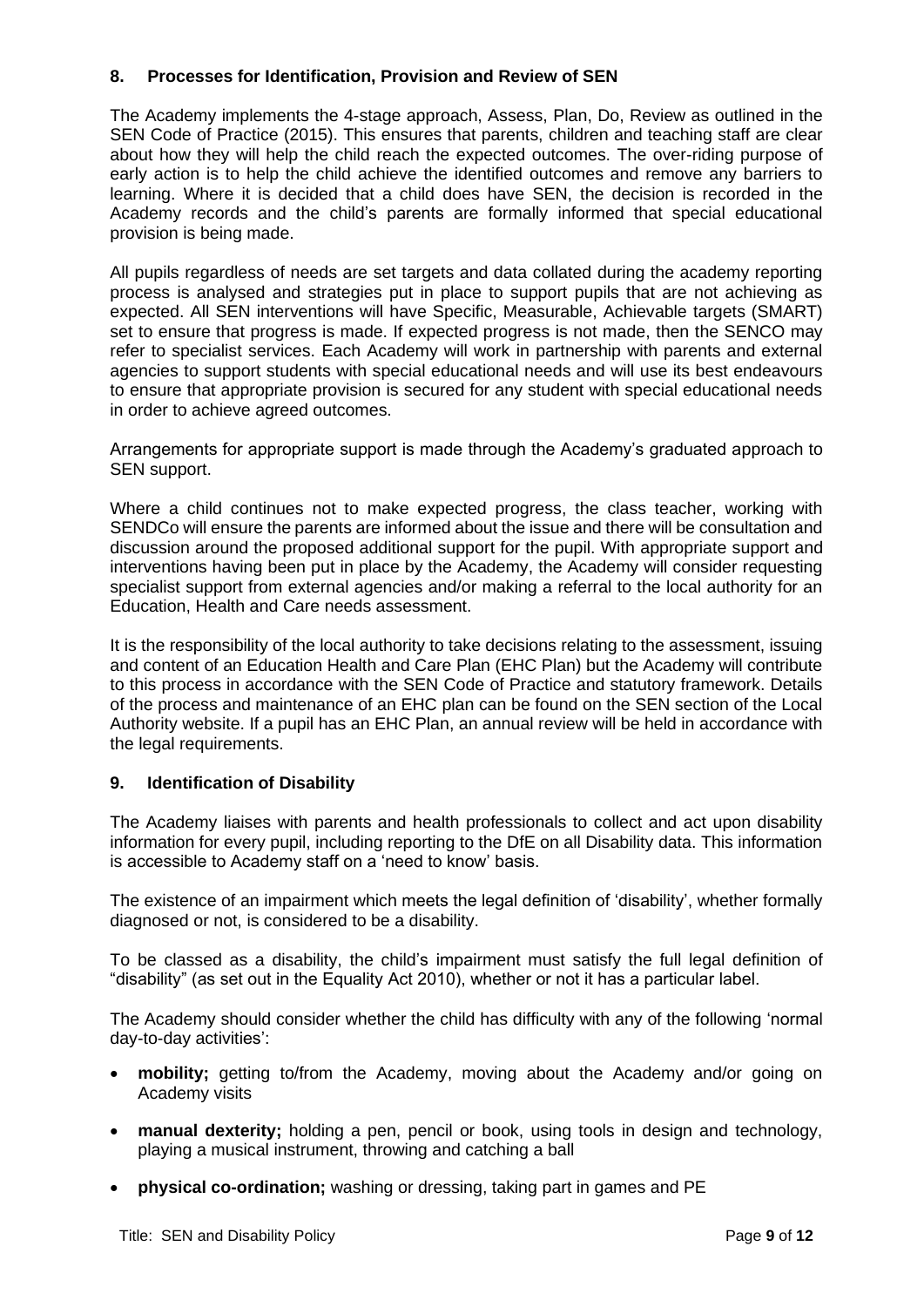## 8. Processes for Identification, Provision and Review of SEN

The Academy implements the 4-stage approach, Assess, Plan, Do, Review as outlined in the SEN Code of Practice (2015). This ensures that parents, children and teaching staff are clear about how they will help the child reach the expected outcomes. The over-riding purpose of early action is to help the child achieve the identified outcomes and remove any barriers to learning. Where it is decided that a child does have SEN, the decision is recorded in the Academy records and the child's parents are formally informed that special educational provision is being made.

All pupils regardless of needs are set targets and data collated during the academy reporting process is analysed and strategies put in place to support pupils that are not achieving as expected. All SEN interventions will have Specific, Measurable, Achievable targets (SMART) set to ensure that progress is made. If expected progress is not made, then the SENCO may refer to specialist services. Each Academy will work in partnership with parents and external agencies to support students with special educational needs and will use its best endeavours to ensure that appropriate provision is secured for any student with special educational needs in order to achieve agreed outcomes.

Arrangements for appropriate support is made through the Academy's graduated approach to SEN support.

Where a child continues not to make expected progress, the class teacher, working with SENDCo will ensure the parents are informed about the issue and there will be consultation and discussion around the proposed additional support for the pupil. With appropriate support and interventions having been put in place by the Academy, the Academy will consider requesting specialist support from external agencies and/or making a referral to the local authority for an Education, Health and Care needs assessment.

It is the responsibility of the local authority to take decisions relating to the assessment, issuing and content of an Education Health and Care Plan (EHC Plan) but the Academy will contribute to this process in accordance with the SEN Code of Practice and statutory framework. Details of the process and maintenance of an EHC plan can be found on the SEN section of the Local Authority website. If a pupil has an EHC Plan, an annual review will be held in accordance with the legal requirements.

## 9. Identification of Disability

The Academy liaises with parents and health professionals to collect and act upon disability information for every pupil, including reporting to the DfE on all Disability data. This information is accessible to Academy staff on a 'need to know' basis.

The existence of an impairment which meets the legal definition of 'disability', whether formally diagnosed or not, is considered to be a disability.

To be classed as a disability, the child's impairment must satisfy the full legal definition of "disability" (as set out in the Equality Act 2010), whether or not it has a particular label.

The Academy should consider whether the child has difficulty with any of the following 'normal day-to-day activities':

- **mobility;** getting to/from the Academy, moving about the Academy and/or going on Academy visits
- **manual dexterity;** holding a pen, pencil or book, using tools in design and technology, playing a musical instrument, throwing and catching a ball
- **physical co-ordination;** washing or dressing, taking part in games and PE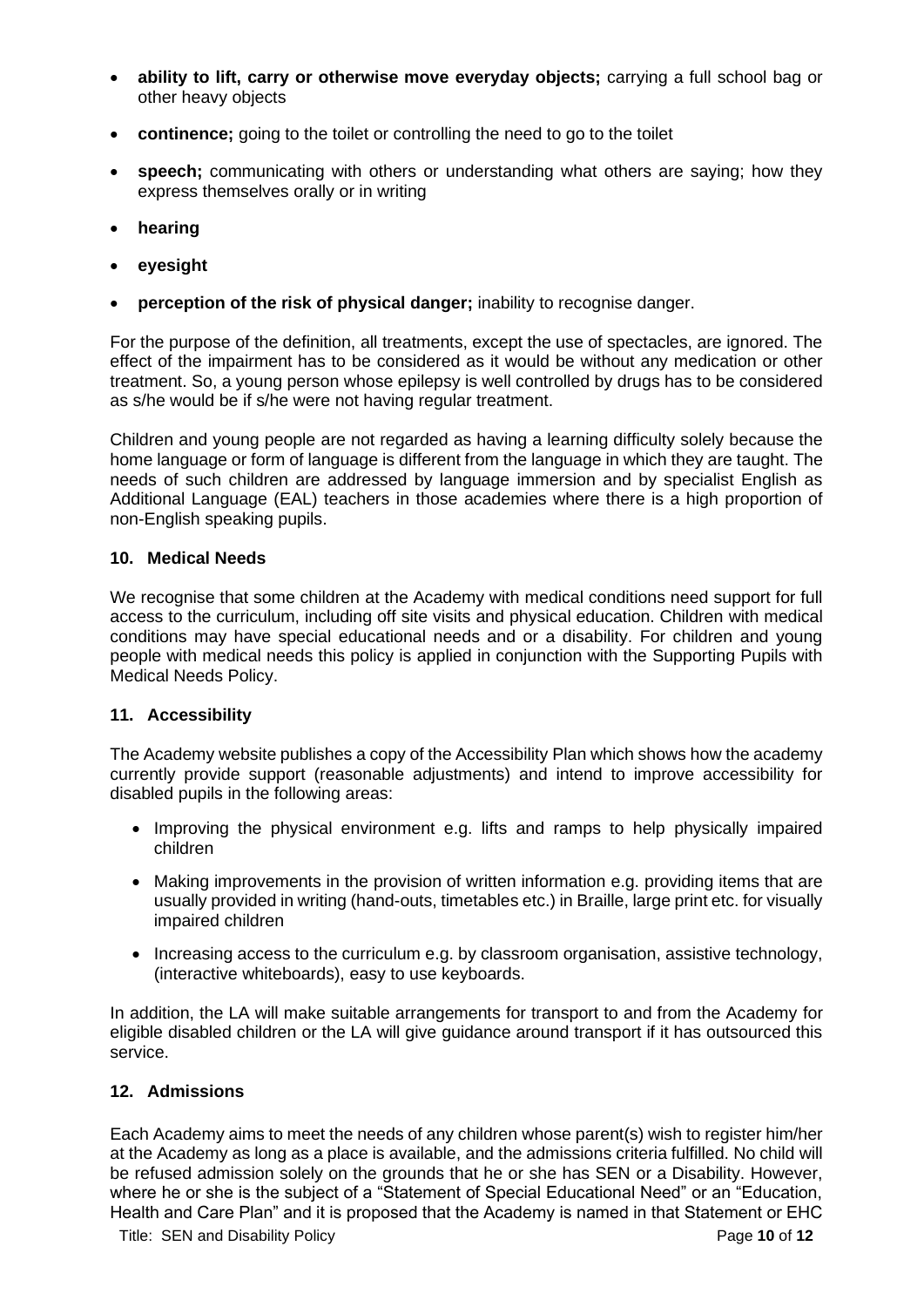- **ability to lift, carry or otherwise move everyday objects;** carrying a full school bag or other heavy objects
- **continence;** going to the toilet or controlling the need to go to the toilet
- **speech;** communicating with others or understanding what others are saying; how they express themselves orally or in writing
- **hearing**
- **eyesight**
- **perception of the risk of physical danger;** inability to recognise danger.

For the purpose of the definition, all treatments, except the use of spectacles, are ignored. The effect of the impairment has to be considered as it would be without any medication or other treatment. So, a young person whose epilepsy is well controlled by drugs has to be considered as s/he would be if s/he were not having regular treatment.

Children and young people are not regarded as having a learning difficulty solely because the home language or form of language is different from the language in which they are taught. The needs of such children are addressed by language immersion and by specialist English as Additional Language (EAL) teachers in those academies where there is a high proportion of non-English speaking pupils.

## 10. Medical Needs

We recognise that some children at the Academy with medical conditions need support for full access to the curriculum, including off site visits and physical education. Children with medical conditions may have special educational needs and or a disability. For children and young people with medical needs this policy is applied in conjunction with the Supporting Pupils with Medical Needs Policy.

## 11. Accessibility

The Academy website publishes a copy of the Accessibility Plan which shows how the academy currently provide support (reasonable adjustments) and intend to improve accessibility for disabled pupils in the following areas:

- Improving the physical environment e.g. lifts and ramps to help physically impaired children
- Making improvements in the provision of written information e.g. providing items that are usually provided in writing (hand-outs, timetables etc.) in Braille, large print etc. for visually impaired children
- Increasing access to the curriculum e.g. by classroom organisation, assistive technology, (interactive whiteboards), easy to use keyboards.

In addition, the LA will make suitable arrangements for transport to and from the Academy for eligible disabled children or the LA will give guidance around transport if it has outsourced this service.

## 12. Admissions

Each Academy aims to meet the needs of any children whose parent(s) wish to register him/her at the Academy as long as a place is available, and the admissions criteria fulfilled. No child will be refused admission solely on the grounds that he or she has SEN or a Disability. However, where he or she is the subject of a "Statement of Special Educational Need" or an "Education, Health and Care Plan" and it is proposed that the Academy is named in that Statement or EHC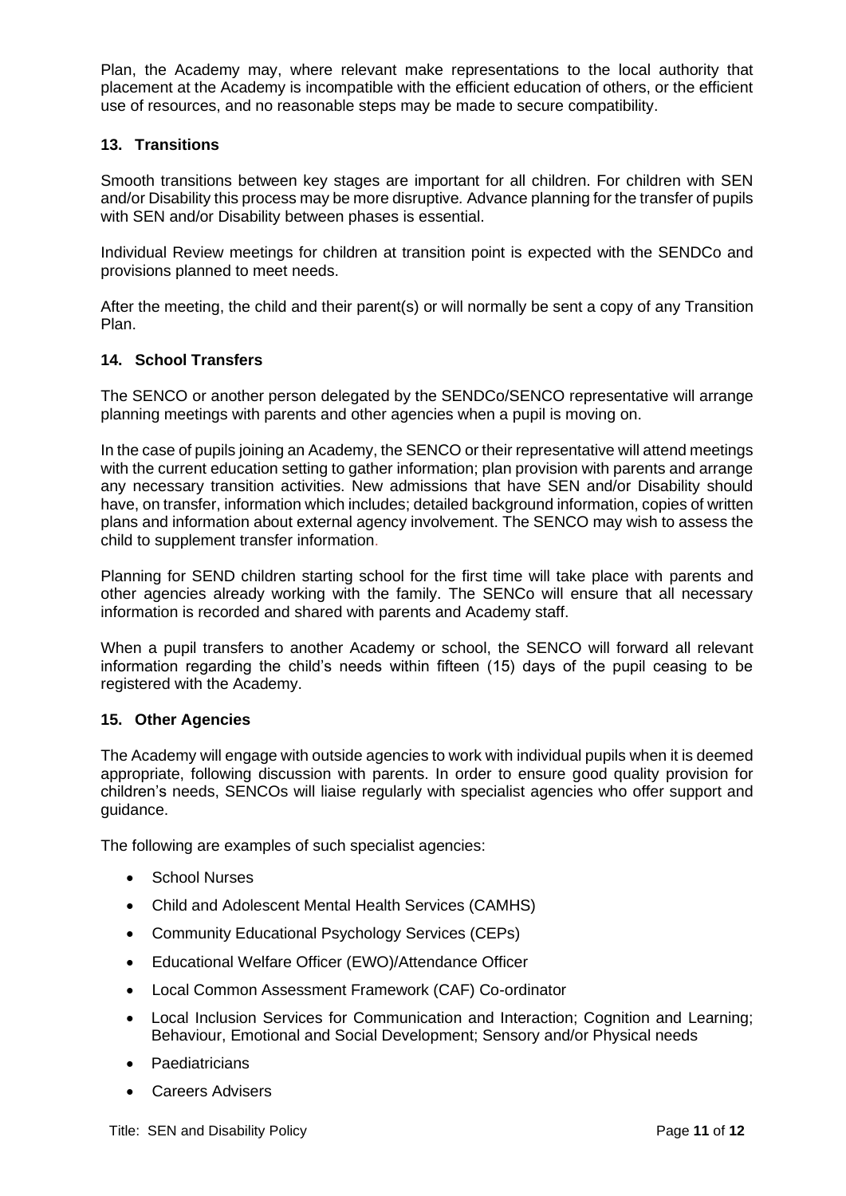Plan, the Academy may, where relevant make representations to the local authority that placement at the Academy is incompatible with the efficient education of others, or the efficient use of resources, and no reasonable steps may be made to secure compatibility.

## 13. Transitions

Smooth transitions between key stages are important for all children. For children with SEN and/or Disability this process may be more disruptive. Advance planning for the transfer of pupils with SEN and/or Disability between phases is essential.

Individual Review meetings for children at transition point is expected with the SENDCo and provisions planned to meet needs.

After the meeting, the child and their parent(s) or will normally be sent a copy of any Transition Plan.

## 14. School Transfers

The SENCO or another person delegated by the SENDCo/SENCO representative will arrange planning meetings with parents and other agencies when a pupil is moving on.

In the case of pupils joining an Academy, the SENCO or their representative will attend meetings with the current education setting to gather information; plan provision with parents and arrange any necessary transition activities. New admissions that have SEN and/or Disability should have, on transfer, information which includes; detailed background information, copies of written plans and information about external agency involvement. The SENCO may wish to assess the child to supplement transfer information.

Planning for SEND children starting school for the first time will take place with parents and other agencies already working with the family. The SENCo will ensure that all necessary information is recorded and shared with parents and Academy staff.

When a pupil transfers to another Academy or school, the SENCO will forward all relevant information regarding the child's needs within fifteen (15) days of the pupil ceasing to be registered with the Academy.

## 15. Other Agencies

The Academy will engage with outside agencies to work with individual pupils when it is deemed appropriate, following discussion with parents. In order to ensure good quality provision for children's needs, SENCOs will liaise regularly with specialist agencies who offer support and guidance.

The following are examples of such specialist agencies:

- School Nurses
- Child and Adolescent Mental Health Services (CAMHS)
- Community Educational Psychology Services (CEPs)
- Educational Welfare Officer (EWO)/Attendance Officer
- Local Common Assessment Framework (CAF) Co-ordinator
- Local Inclusion Services for Communication and Interaction; Cognition and Learning; Behaviour, Emotional and Social Development; Sensory and/or Physical needs
- Paediatricians
- Careers Advisers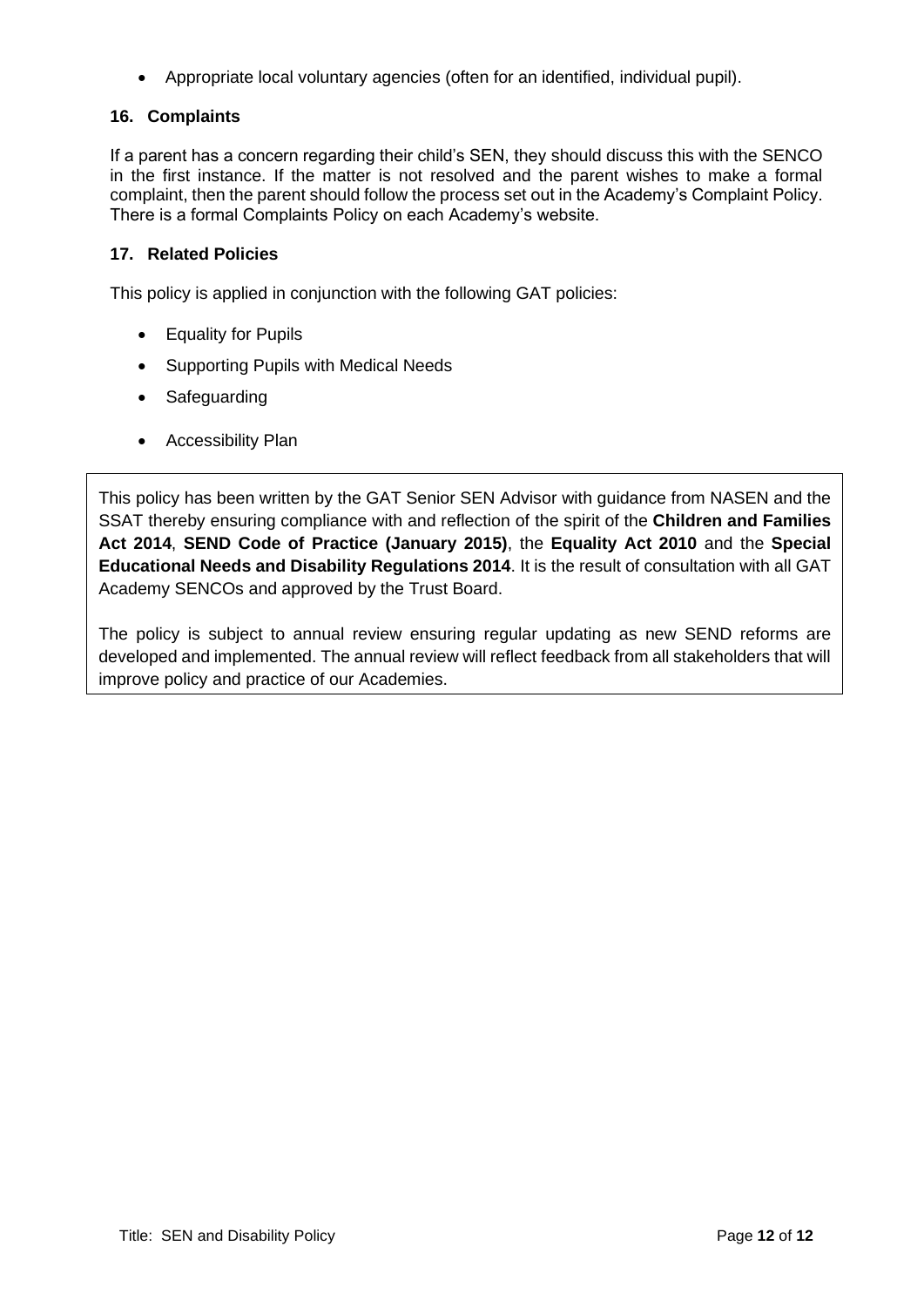- Appropriate local voluntary agencies (often for an identified, individual pupil).

### 16. Complaints

If a parent has a concern regarding their child's SEN, they should discuss this with the SENCO in the first instance. If the matter is not resolved and the parent wishes to make a formal complaint, then the parent should follow the process set out in the Academy's Complaint Policy. There is a formal Complaints Policy on each Academy's website.

### 17. Related Policies

This policy is applied in conjunction with the following GAT policies:

- Equality for Pupils
- Supporting Pupils with Medical Needs
- Safeguarding
- Accessibility Plan

This policy has been written by the GAT Senior SEN Advisor with guidance from NASEN and the SSAT thereby ensuring compliance with and reflection of the spirit of the **Children and Families Act 2014**, **SEND Code of Practice (January 2015)**, the **Equality Act 2010** and the **Special Educational Needs and Disability Regulations 2014**. It is the result of consultation with all GAT Academy SENCOs and approved by the Trust Board.

The policy is subject to annual review ensuring regular updating as new SEND reforms are developed and implemented. The annual review will reflect feedback from all stakeholders that will improve policy and practice of our Academies.